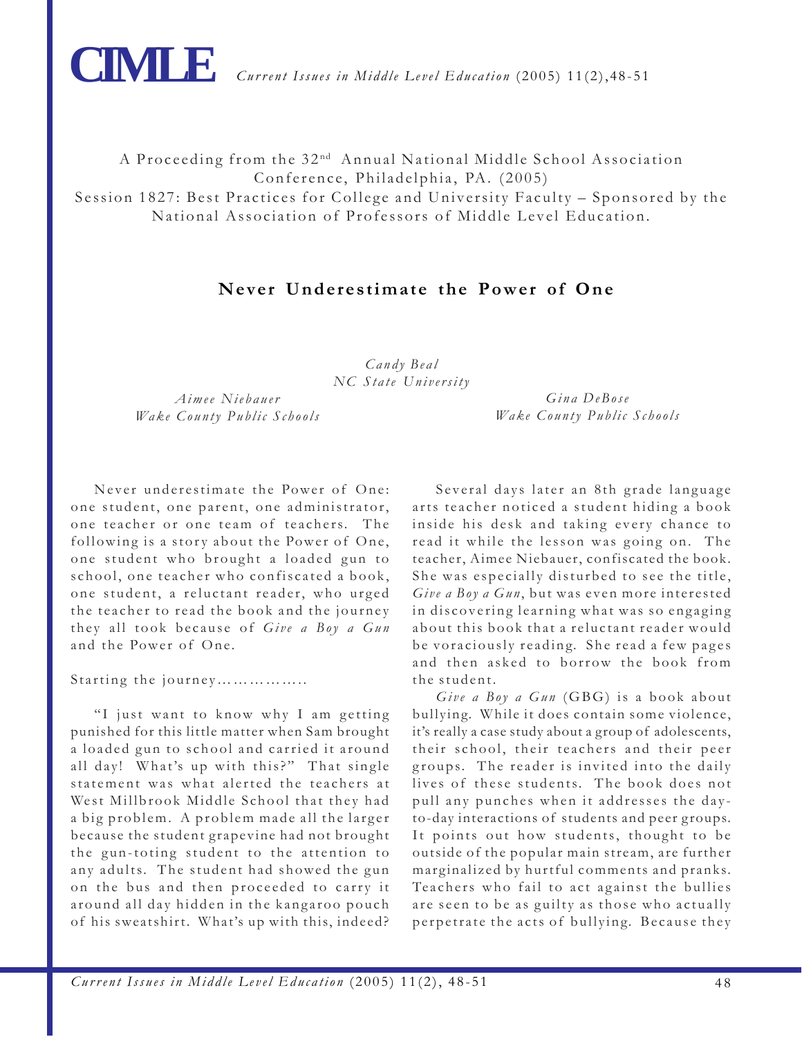A Proceeding from the 32nd Annual National Middle School Association Conference, Philadelphia, PA. (2005)
Session 1827: Best Practices for College and University Faculty – Sponsored by the National Association of Professors of Middle Level Education.

# Never Underestimate the Power of One

*Candy Beal*
*NC State University*

*Aimee Niebauer*
*Wake County Public Schools*

*Gina DeBose*
*Wake County Public Schools*

Never underestimate the Power of One: one student, one parent, one administrator, one teacher or one team of teachers. The following is a story about the Power of One, one student who brought a loaded gun to school, one teacher who confiscated a book, one student, a reluctant reader, who urged the teacher to read the book and the journey they all took because of *Give a Boy a Gun* and the Power of One.

Starting the journey……………..

"I just want to know why I am getting punished for this little matter when Sam brought a loaded gun to school and carried it around all day! What's up with this?" That single statement was what alerted the teachers at West Millbrook Middle School that they had a big problem. A problem made all the larger because the student grapevine had not brought the gun-toting student to the attention to any adults. The student had showed the gun on the bus and then proceeded to carry it around all day hidden in the kangaroo pouch of his sweatshirt. What's up with this, indeed?

Several days later an 8th grade language arts teacher noticed a student hiding a book inside his desk and taking every chance to read it while the lesson was going on. The teacher, Aimee Niebauer, confiscated the book. She was especially disturbed to see the title, *Give a Boy a Gun*, but was even more interested in discovering learning what was so engaging about this book that a reluctant reader would be voraciously reading. She read a few pages and then asked to borrow the book from the student.

*Give a Boy a Gun* (GBG) is a book about bullying. While it does contain some violence, it's really a case study about a group of adolescents, their school, their teachers and their peer groups. The reader is invited into the daily lives of these students. The book does not pull any punches when it addresses the day-to-day interactions of students and peer groups. It points out how students, thought to be outside of the popular main stream, are further marginalized by hurtful comments and pranks. Teachers who fail to act against the bullies are seen to be as guilty as those who actually perpetrate the acts of bullying. Because they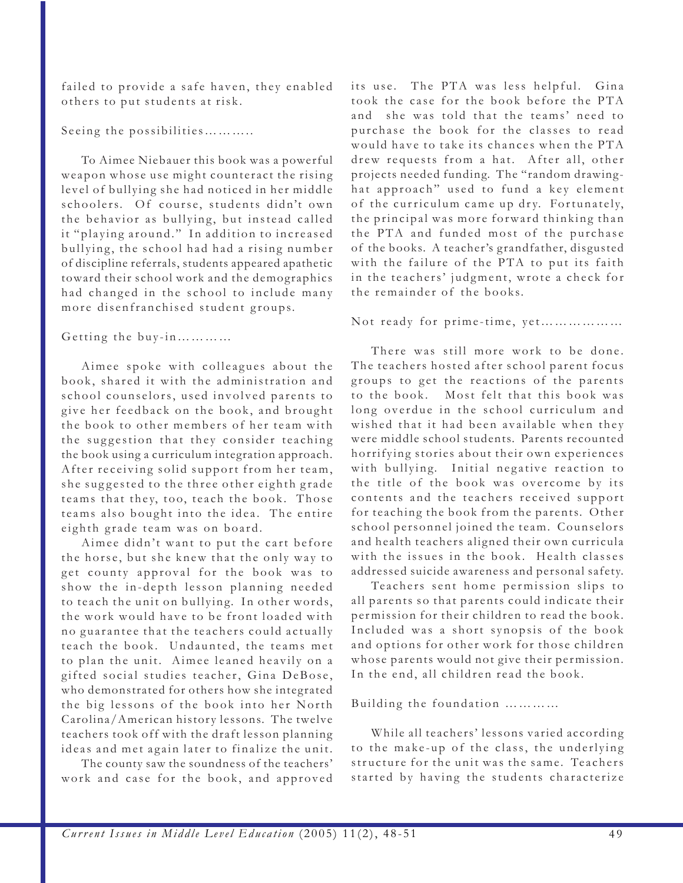failed to provide a safe haven, they enabled others to put students at risk.

Seeing the possibilities……….

To Aimee Niebauer this book was a powerful weapon whose use might counteract the rising level of bullying she had noticed in her middle schoolers. Of course, students didn't own the behavior as bullying, but instead called it "playing around." In addition to increased bullying, the school had had a rising number of discipline referrals, students appeared apathetic toward their school work and the demographics had changed in the school to include many more disenfranchised student groups.

Getting the buy-in…………

Aimee spoke with colleagues about the book, shared it with the administration and school counselors, used involved parents to give her feedback on the book, and brought the book to other members of her team with the suggestion that they consider teaching the book using a curriculum integration approach. After receiving solid support from her team, she suggested to the three other eighth grade teams that they, too, teach the book. Those teams also bought into the idea. The entire eighth grade team was on board.

Aimee didn't want to put the cart before the horse, but she knew that the only way to get county approval for the book was to show the in-depth lesson planning needed to teach the unit on bullying. In other words, the work would have to be front loaded with no guarantee that the teachers could actually teach the book. Undaunted, the teams met to plan the unit. Aimee leaned heavily on a gifted social studies teacher, Gina DeBose, who demonstrated for others how she integrated the big lessons of the book into her North Carolina/American history lessons. The twelve teachers took off with the draft lesson planning ideas and met again later to finalize the unit.

The county saw the soundness of the teachers' work and case for the book, and approved its use. The PTA was less helpful. Gina took the case for the book before the PTA and she was told that the teams' need to purchase the book for the classes to read would have to take its chances when the PTA drew requests from a hat. After all, other projects needed funding. The "random drawing-hat approach" used to fund a key element of the curriculum came up dry. Fortunately, the principal was more forward thinking than the PTA and funded most of the purchase of the books. A teacher's grandfather, disgusted with the failure of the PTA to put its faith in the teachers' judgment, wrote a check for the remainder of the books.

Not ready for prime-time, yet………………

There was still more work to be done. The teachers hosted after school parent focus groups to get the reactions of the parents to the book. Most felt that this book was long overdue in the school curriculum and wished that it had been available when they were middle school students. Parents recounted horrifying stories about their own experiences with bullying. Initial negative reaction to the title of the book was overcome by its contents and the teachers received support for teaching the book from the parents. Other school personnel joined the team. Counselors and health teachers aligned their own curricula with the issues in the book. Health classes addressed suicide awareness and personal safety.

Teachers sent home permission slips to all parents so that parents could indicate their permission for their children to read the book. Included was a short synopsis of the book and options for other work for those children whose parents would not give their permission. In the end, all children read the book.

Building the foundation …………

While all teachers' lessons varied according to the make-up of the class, the underlying structure for the unit was the same. Teachers started by having the students characterize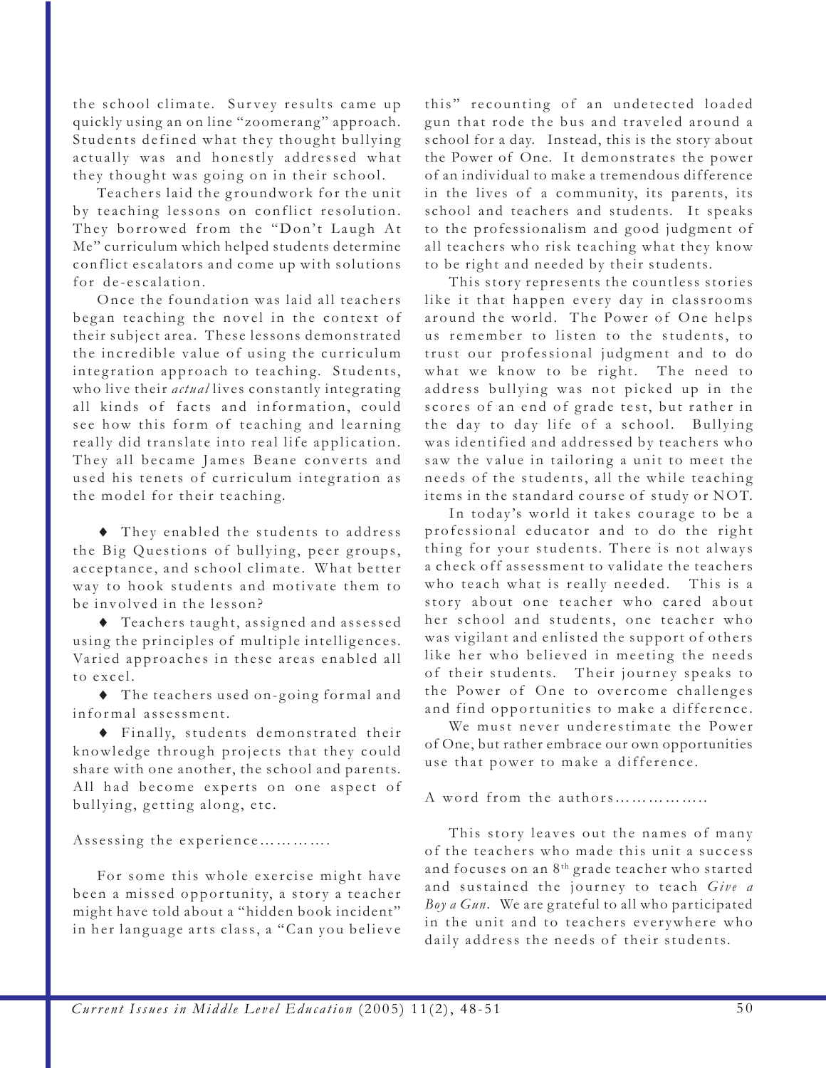the school climate. Survey results came up quickly using an on line "zoomerang" approach. Students defined what they thought bullying actually was and honestly addressed what they thought was going on in their school.

Teachers laid the groundwork for the unit by teaching lessons on conflict resolution. They borrowed from the "Don't Laugh At Me" curriculum which helped students determine conflict escalators and come up with solutions for de-escalation.

Once the foundation was laid all teachers began teaching the novel in the context of their subject area. These lessons demonstrated the incredible value of using the curriculum integration approach to teaching. Students, who live their *actual* lives constantly integrating all kinds of facts and information, could see how this form of teaching and learning really did translate into real life application. They all became James Beane converts and used his tenets of curriculum integration as the model for their teaching.

- They enabled the students to address the Big Questions of bullying, peer groups, acceptance, and school climate. What better way to hook students and motivate them to be involved in the lesson?
- Teachers taught, assigned and assessed using the principles of multiple intelligences. Varied approaches in these areas enabled all to excel.
- The teachers used on-going formal and informal assessment.
- Finally, students demonstrated their knowledge through projects that they could share with one another, the school and parents. All had become experts on one aspect of bullying, getting along, etc.

Assessing the experience…………

For some this whole exercise might have been a missed opportunity, a story a teacher might have told about a "hidden book incident" in her language arts class, a "Can you believe this" recounting of an undetected loaded gun that rode the bus and traveled around a school for a day. Instead, this is the story about the Power of One. It demonstrates the power of an individual to make a tremendous difference in the lives of a community, its parents, its school and teachers and students. It speaks to the professionalism and good judgment of all teachers who risk teaching what they know to be right and needed by their students.

This story represents the countless stories like it that happen every day in classrooms around the world. The Power of One helps us remember to listen to the students, to trust our professional judgment and to do what we know to be right. The need to address bullying was not picked up in the scores of an end of grade test, but rather in the day to day life of a school. Bullying was identified and addressed by teachers who saw the value in tailoring a unit to meet the needs of the students, all the while teaching items in the standard course of study or NOT.

In today's world it takes courage to be a professional educator and to do the right thing for your students. There is not always a check off assessment to validate the teachers who teach what is really needed. This is a story about one teacher who cared about her school and students, one teacher who was vigilant and enlisted the support of others like her who believed in meeting the needs of their students. Their journey speaks to the Power of One to overcome challenges and find opportunities to make a difference.

We must never underestimate the Power of One, but rather embrace our own opportunities use that power to make a difference.

A word from the authors……………..

This story leaves out the names of many of the teachers who made this unit a success and focuses on an 8th grade teacher who started and sustained the journey to teach *Give a Boy a Gun*. We are grateful to all who participated in the unit and to teachers everywhere who daily address the needs of their students.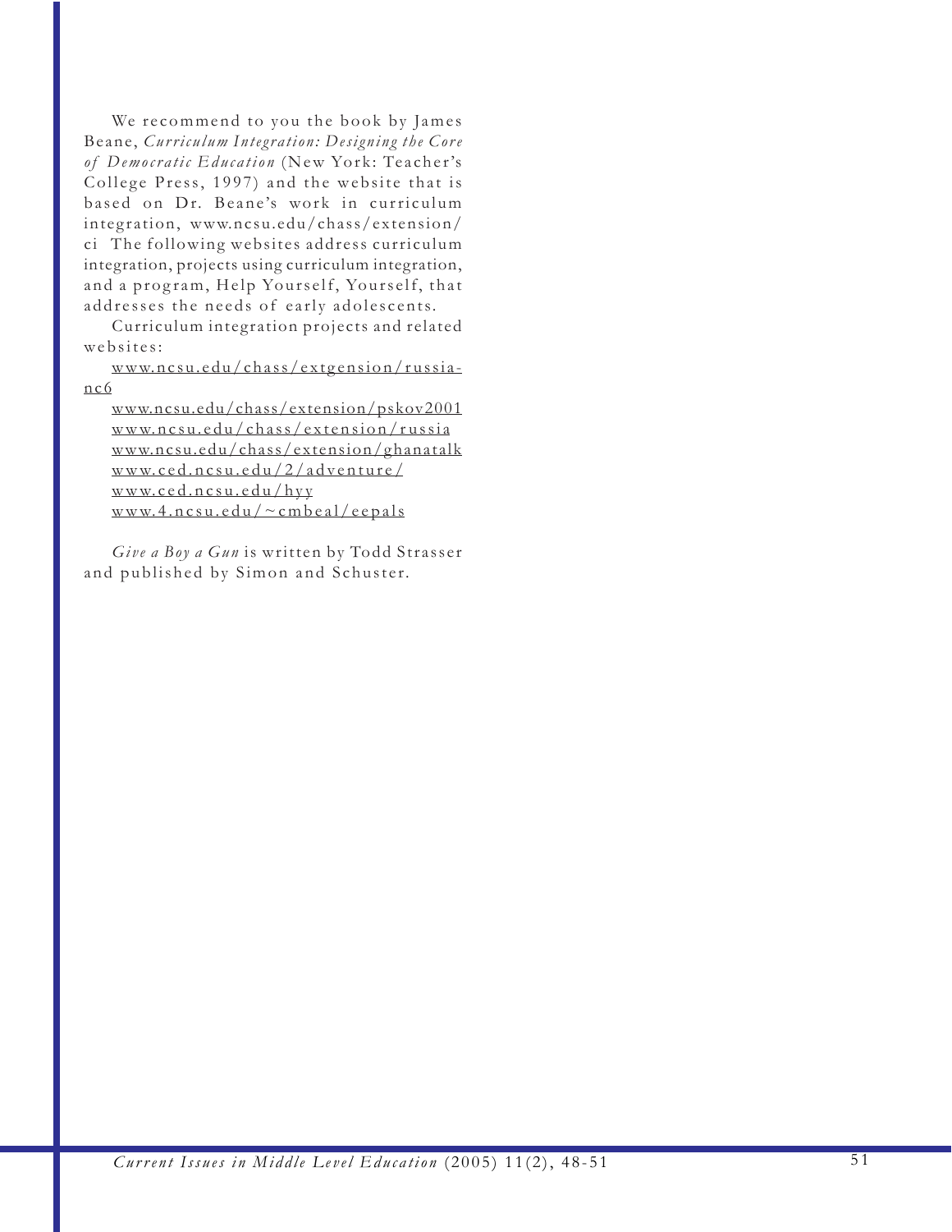We recommend to you the book by James Beane, *Curriculum Integration: Designing the Core of Democratic Education* (New York: Teacher's College Press, 1997) and the website that is based on Dr. Beane's work in curriculum integration, www.ncsu.edu/chass/extension/ci The following websites address curriculum integration, projects using curriculum integration, and a program, Help Yourself, Yourself, that addresses the needs of early adolescents.

Curriculum integration projects and related websites:

www.ncsu.edu/chass/extgension/russia-nc6

www.ncsu.edu/chass/extension/pskov2001
www.ncsu.edu/chass/extension/russia
www.ncsu.edu/chass/extension/ghanatalk
www.ced.ncsu.edu/2/adventure/
www.ced.ncsu.edu/hyy
www.4.ncsu.edu/~cmbeal/eepals

*Give a Boy a Gun* is written by Todd Strasser and published by Simon and Schuster.